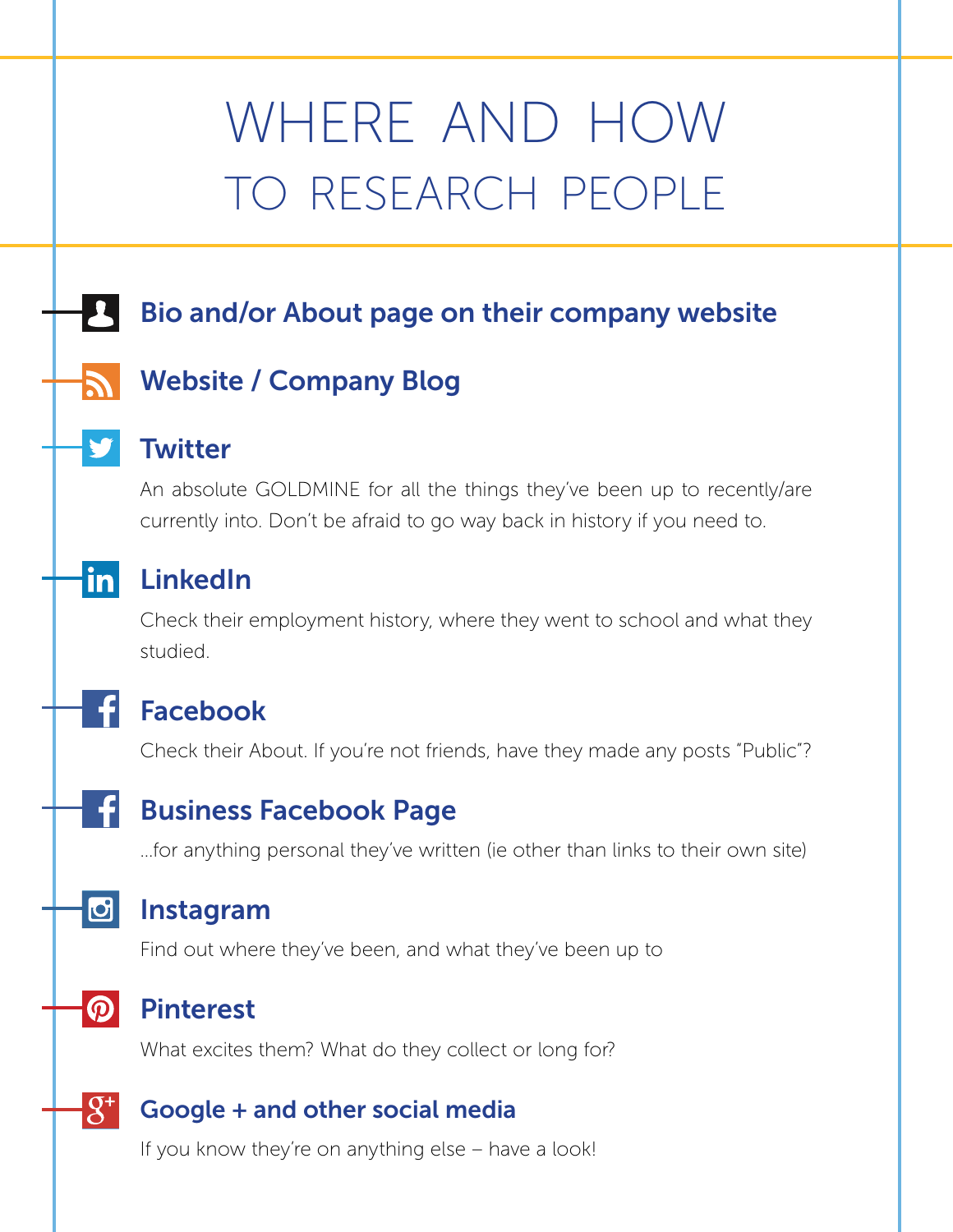# WHERE AND HOW TO RESEARCH PEOPLE

### Bio and/or About page on their company website

### Website / Company Blog

### Twitter

An absolute GOLDMINE for all the things they've been up to recently/are currently into. Don't be afraid to go way back in history if you need to.

### LinkedIn

Check their employment history, where they went to school and what they studied.

### Facebook

Check their About. If you're not friends, have they made any posts "Public"?

### Business Facebook Page

...for anything personal they've written (ie other than links to their own site)

### Instagram

Find out where they've been, and what they've been up to

### Pinterest

What excites them? What do they collect or long for?

### Google + and other social media

If you know they're on anything else – have a look!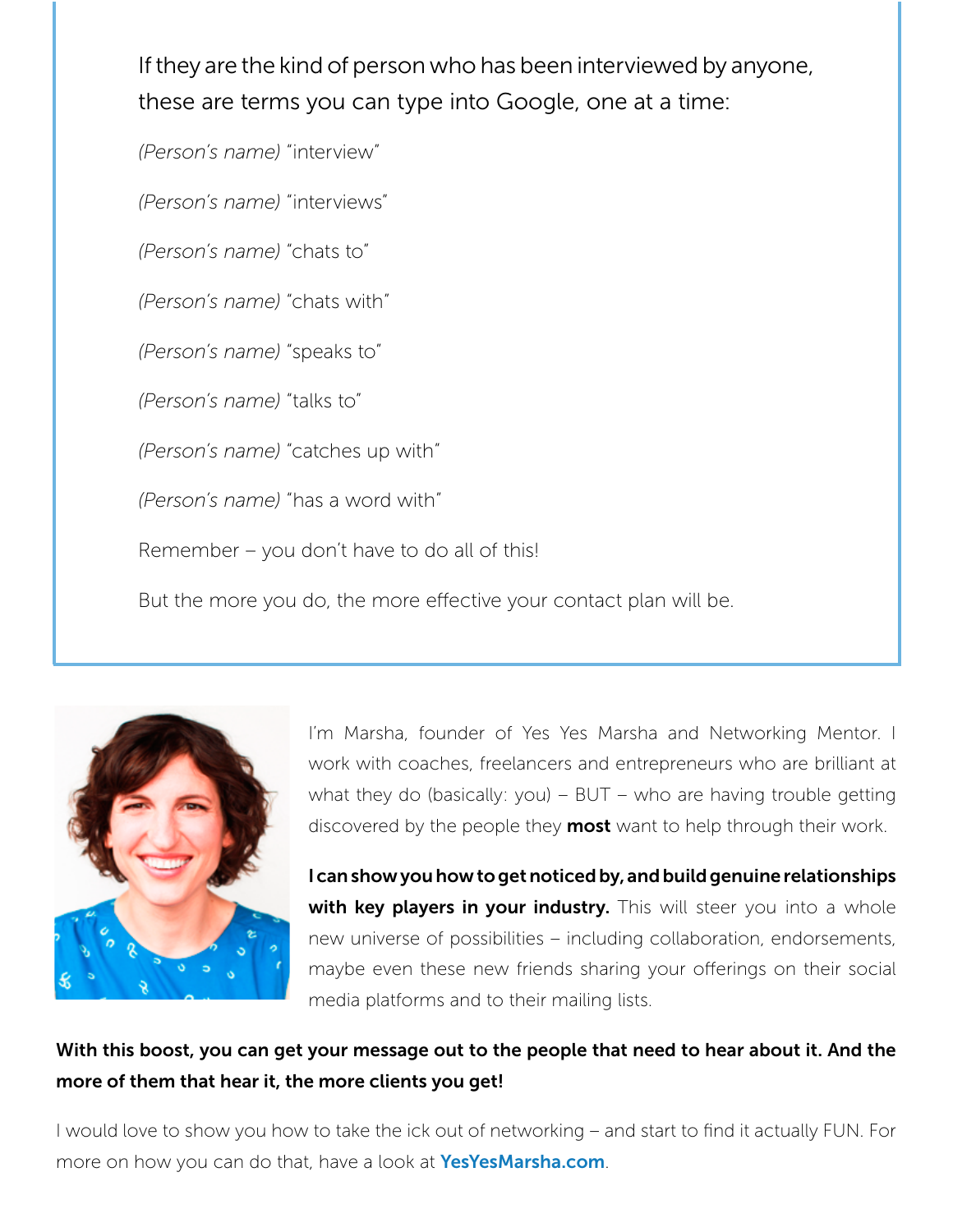If they are the kind of person who has been interviewed by anyone, these are terms you can type into Google, one at a time:

*(Person's name)* "interview"

*(Person's name)* "interviews"

*(Person's name)* "chats to"

*(Person's name)* "chats with"

*(Person's name)* "speaks to"

*(Person's name)* "talks to"

*(Person's name)* "catches up with"

*(Person's name)* "has a word with"

Remember – you don't have to do all of this!

But the more you do, the more effective your contact plan will be.

I'm Marsha, founder of Yes Yes Marsha and Networking Mentor. I work with coaches, freelancers and entrepreneurs who are brilliant at what they do (basically: you) – BUT – who are having trouble getting discovered by the people they **most** want to help through their work.

**I can show you how to get noticed by, and build genuine relationships with key players in your industry.** This will steer you into a whole new universe of possibilities – including collaboration, endorsements, maybe even these new friends sharing your offerings on their social media platforms and to their mailing lists.

**With this boost, you can get your message out to the people that need to hear about it. And the more of them that hear it, the more clients you get!**

I would love to show you how to take the ick out of networking – and start to find it actually FUN. For more on how you can do that, have a look at **YesYesMarsha.com**.